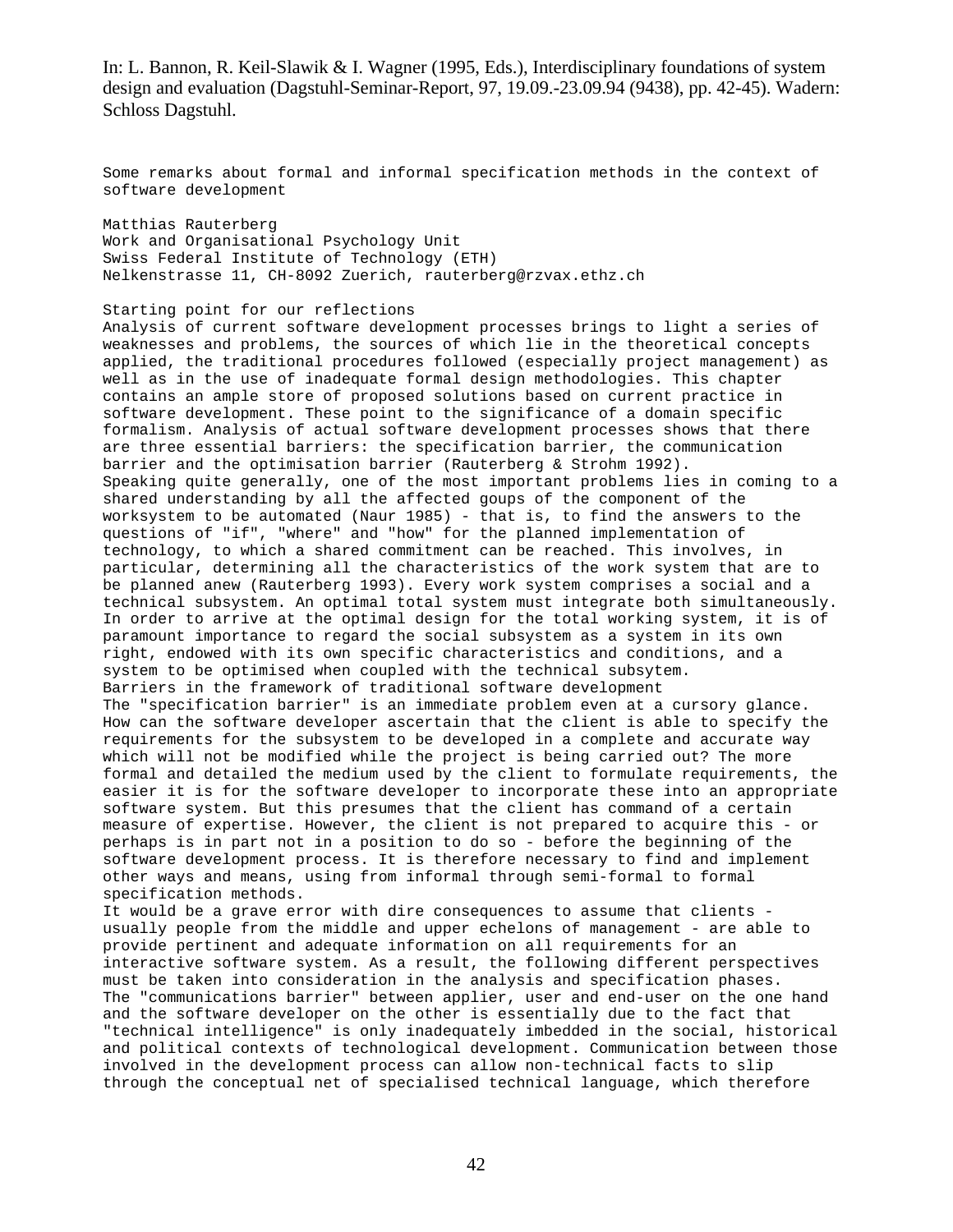In: L. Bannon, R. Keil-Slawik & I. Wagner (1995, Eds.), Interdisciplinary foundations of system design and evaluation (Dagstuhl-Seminar-Report, 97, 19.09.-23.09.94 (9438), pp. 42-45). Wadern: Schloss Dagstuhl.

# Some remarks about formal and informal specification methods in the context of software development

Matthias Rauterberg
Work and Organisational Psychology Unit
Swiss Federal Institute of Technology (ETH)
Nelkenstrasse 11, CH-8092 Zuerich, rauterberg@rzvax.ethz.ch

## Starting point for our reflections

Analysis of current software development processes brings to light a series of weaknesses and problems, the sources of which lie in the theoretical concepts applied, the traditional procedures followed (especially project management) as well as in the use of inadequate formal design methodologies. This chapter contains an ample store of proposed solutions based on current practice in software development. These point to the significance of a domain specific formalism. Analysis of actual software development processes shows that there are three essential barriers: the specification barrier, the communication barrier and the optimisation barrier (Rauterberg & Strohm 1992).

Speaking quite generally, one of the most important problems lies in coming to a shared understanding by all the affected goups of the component of the worksystem to be automated (Naur 1985) - that is, to find the answers to the questions of "if", "where" and "how" for the planned implementation of technology, to which a shared commitment can be reached. This involves, in particular, determining all the characteristics of the work system that are to be planned anew (Rauterberg 1993). Every work system comprises a social and a technical subsystem. An optimal total system must integrate both simultaneously. In order to arrive at the optimal design for the total working system, it is of paramount importance to regard the social subsystem as a system in its own right, endowed with its own specific characteristics and conditions, and a system to be optimised when coupled with the technical subsytem.

## Barriers in the framework of traditional software development

The "specification barrier" is an immediate problem even at a cursory glance. How can the software developer ascertain that the client is able to specify the requirements for the subsystem to be developed in a complete and accurate way which will not be modified while the project is being carried out? The more formal and detailed the medium used by the client to formulate requirements, the easier it is for the software developer to incorporate these into an appropriate software system. But this presumes that the client has command of a certain measure of expertise. However, the client is not prepared to acquire this - or perhaps is in part not in a position to do so - before the beginning of the software development process. It is therefore necessary to find and implement other ways and means, using from informal through semi-formal to formal specification methods.

It would be a grave error with dire consequences to assume that clients - usually people from the middle and upper echelons of management - are able to provide pertinent and adequate information on all requirements for an interactive software system. As a result, the following different perspectives must be taken into consideration in the analysis and specification phases.

The "communications barrier" between applier, user and end-user on the one hand and the software developer on the other is essentially due to the fact that "technical intelligence" is only inadequately imbedded in the social, historical and political contexts of technological development. Communication between those involved in the development process can allow non-technical facts to slip through the conceptual net of specialised technical language, which therefore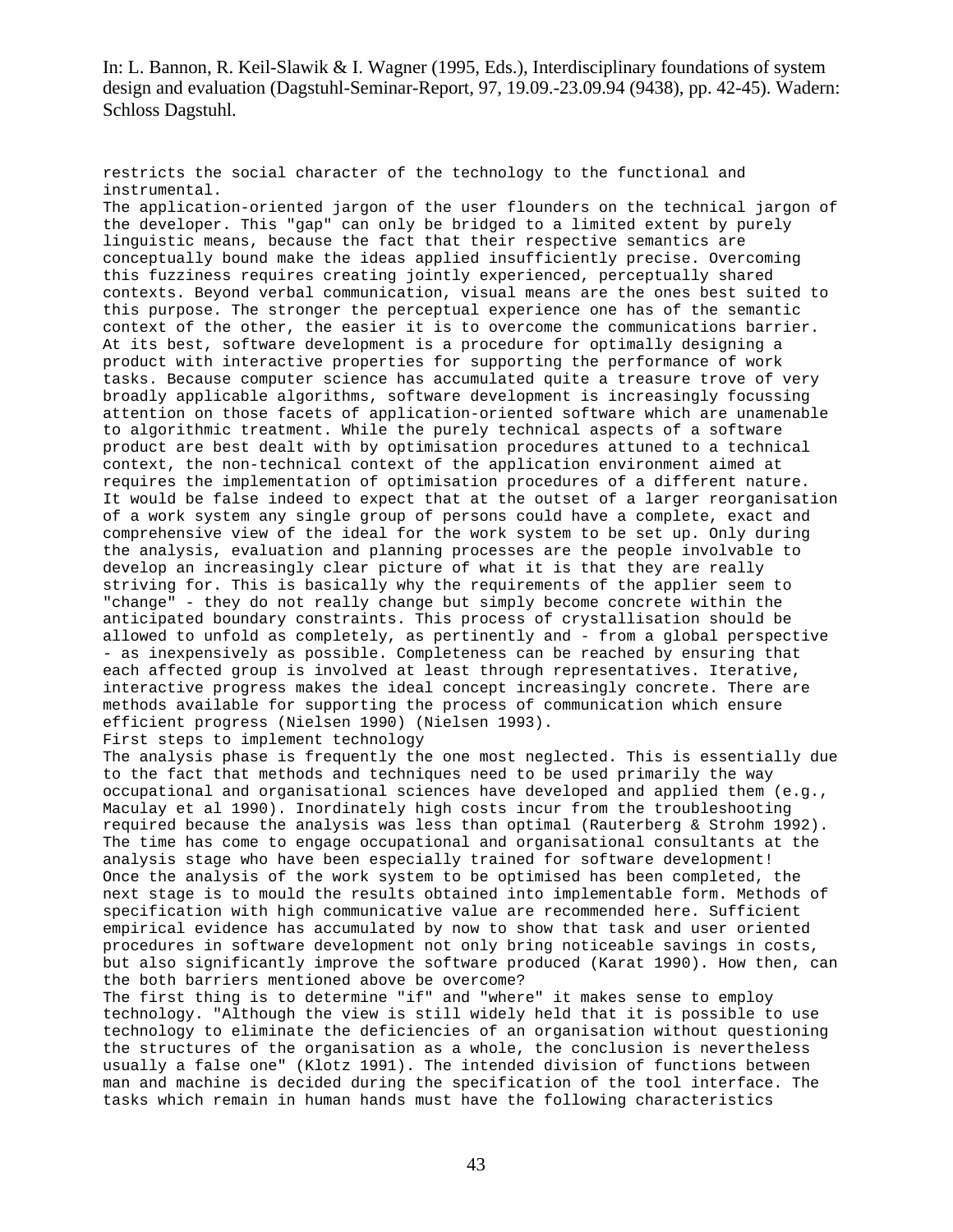restricts the social character of the technology to the functional and instrumental.

The application-oriented jargon of the user flounders on the technical jargon of the developer. This "gap" can only be bridged to a limited extent by purely linguistic means, because the fact that their respective semantics are conceptually bound make the ideas applied insufficiently precise. Overcoming this fuzziness requires creating jointly experienced, perceptually shared contexts. Beyond verbal communication, visual means are the ones best suited to this purpose. The stronger the perceptual experience one has of the semantic context of the other, the easier it is to overcome the communications barrier.

At its best, software development is a procedure for optimally designing a product with interactive properties for supporting the performance of work tasks. Because computer science has accumulated quite a treasure trove of very broadly applicable algorithms, software development is increasingly focussing attention on those facets of application-oriented software which are unamenable to algorithmic treatment. While the purely technical aspects of a software product are best dealt with by optimisation procedures attuned to a technical context, the non-technical context of the application environment aimed at requires the implementation of optimisation procedures of a different nature.

It would be false indeed to expect that at the outset of a larger reorganisation of a work system any single group of persons could have a complete, exact and comprehensive view of the ideal for the work system to be set up. Only during the analysis, evaluation and planning processes are the people involvable to develop an increasingly clear picture of what it is that they are really striving for. This is basically why the requirements of the applier seem to "change" - they do not really change but simply become concrete within the anticipated boundary constraints. This process of crystallisation should be allowed to unfold as completely, as pertinently and - from a global perspective - as inexpensively as possible. Completeness can be reached by ensuring that each affected group is involved at least through representatives. Iterative, interactive progress makes the ideal concept increasingly concrete. There are methods available for supporting the process of communication which ensure efficient progress (Nielsen 1990) (Nielsen 1993).

## First steps to implement technology

The analysis phase is frequently the one most neglected. This is essentially due to the fact that methods and techniques need to be used primarily the way occupational and organisational sciences have developed and applied them (e.g., Maculay et al 1990). Inordinately high costs incur from the troubleshooting required because the analysis was less than optimal (Rauterberg & Strohm 1992). The time has come to engage occupational and organisational consultants at the analysis stage who have been especially trained for software development!

Once the analysis of the work system to be optimised has been completed, the next stage is to mould the results obtained into implementable form. Methods of specification with high communicative value are recommended here. Sufficient empirical evidence has accumulated by now to show that task and user oriented procedures in software development not only bring noticeable savings in costs, but also significantly improve the software produced (Karat 1990). How then, can the both barriers mentioned above be overcome?

The first thing is to determine "if" and "where" it makes sense to employ technology. "Although the view is still widely held that it is possible to use technology to eliminate the deficiencies of an organisation without questioning the structures of the organisation as a whole, the conclusion is nevertheless usually a false one" (Klotz 1991). The intended division of functions between man and machine is decided during the specification of the tool interface. The tasks which remain in human hands must have the following characteristics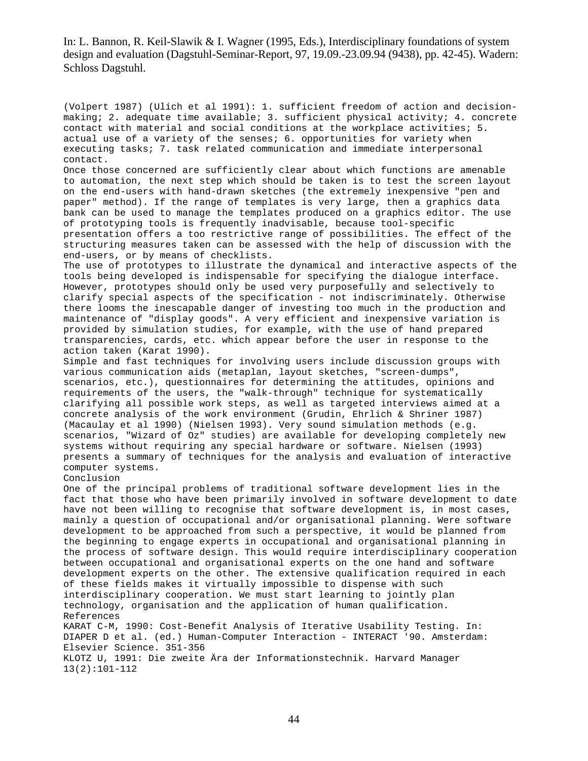(Volpert 1987) (Ulich et al 1991): 1. sufficient freedom of action and decision-making; 2. adequate time available; 3. sufficient physical activity; 4. concrete contact with material and social conditions at the workplace activities; 5. actual use of a variety of the senses; 6. opportunities for variety when executing tasks; 7. task related communication and immediate interpersonal contact.

Once those concerned are sufficiently clear about which functions are amenable to automation, the next step which should be taken is to test the screen layout on the end-users with hand-drawn sketches (the extremely inexpensive "pen and paper" method). If the range of templates is very large, then a graphics data bank can be used to manage the templates produced on a graphics editor. The use of prototyping tools is frequently inadvisable, because tool-specific presentation offers a too restrictive range of possibilities. The effect of the structuring measures taken can be assessed with the help of discussion with the end-users, or by means of checklists.

The use of prototypes to illustrate the dynamical and interactive aspects of the tools being developed is indispensable for specifying the dialogue interface. However, prototypes should only be used very purposefully and selectively to clarify special aspects of the specification - not indiscriminately. Otherwise there looms the inescapable danger of investing too much in the production and maintenance of "display goods". A very efficient and inexpensive variation is provided by simulation studies, for example, with the use of hand prepared transparencies, cards, etc. which appear before the user in response to the action taken (Karat 1990).

Simple and fast techniques for involving users include discussion groups with various communication aids (metaplan, layout sketches, "screen-dumps", scenarios, etc.), questionnaires for determining the attitudes, opinions and requirements of the users, the "walk-through" technique for systematically clarifying all possible work steps, as well as targeted interviews aimed at a concrete analysis of the work environment (Grudin, Ehrlich & Shriner 1987) (Macaulay et al 1990) (Nielsen 1993). Very sound simulation methods (e.g. scenarios, "Wizard of Oz" studies) are available for developing completely new systems without requiring any special hardware or software. Nielsen (1993) presents a summary of techniques for the analysis and evaluation of interactive computer systems.

## Conclusion

One of the principal problems of traditional software development lies in the fact that those who have been primarily involved in software development to date have not been willing to recognise that software development is, in most cases, mainly a question of occupational and/or organisational planning. Were software development to be approached from such a perspective, it would be planned from the beginning to engage experts in occupational and organisational planning in the process of software design. This would require interdisciplinary cooperation between occupational and organisational experts on the one hand and software development experts on the other. The extensive qualification required in each of these fields makes it virtually impossible to dispense with such interdisciplinary cooperation. We must start learning to jointly plan technology, organisation and the application of human qualification.

## References

KARAT C-M, 1990: Cost-Benefit Analysis of Iterative Usability Testing. In: DIAPER D et al. (ed.) Human-Computer Interaction - INTERACT '90. Amsterdam: Elsevier Science. 351-356

KLOTZ U, 1991: Die zweite Ära der Informationstechnik. Harvard Manager 13(2):101-112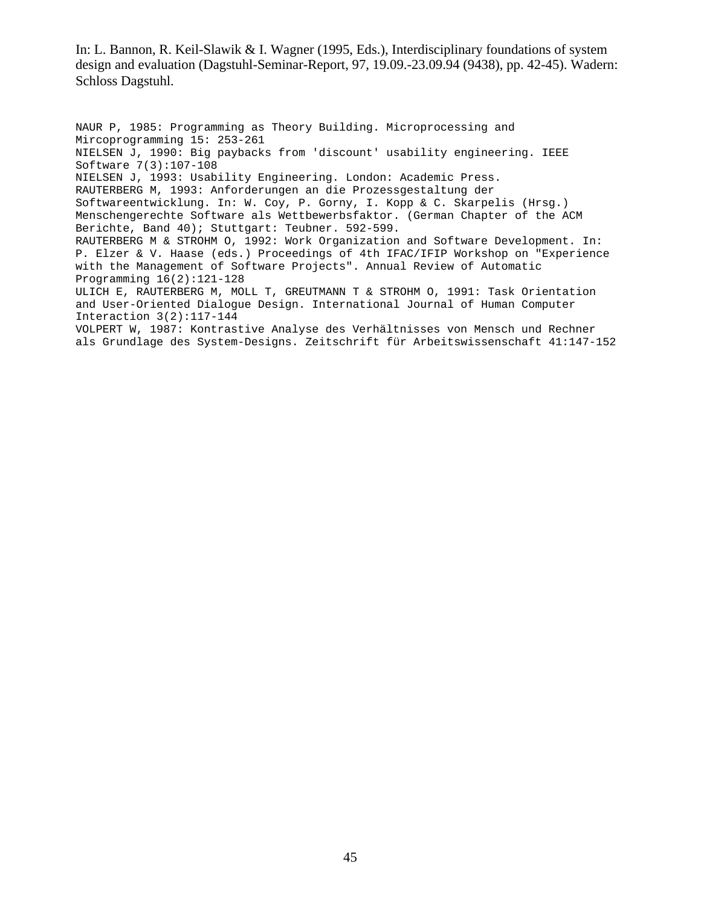In: L. Bannon, R. Keil-Slawik & I. Wagner (1995, Eds.), Interdisciplinary foundations of system design and evaluation (Dagstuhl-Seminar-Report, 97, 19.09.-23.09.94 (9438), pp. 42-45). Wadern: Schloss Dagstuhl.

NAUR P, 1985: Programming as Theory Building. Microprocessing and Mircoprogramming 15: 253-261

NIELSEN J, 1990: Big paybacks from 'discount' usability engineering. IEEE Software 7(3):107-108

NIELSEN J, 1993: Usability Engineering. London: Academic Press.

RAUTERBERG M, 1993: Anforderungen an die Prozessgestaltung der Softwareentwicklung. In: W. Coy, P. Gorny, I. Kopp & C. Skarpelis (Hrsg.) Menschengerechte Software als Wettbewerbsfaktor. (German Chapter of the ACM Berichte, Band 40); Stuttgart: Teubner. 592-599.

RAUTERBERG M & STROHM O, 1992: Work Organization and Software Development. In: P. Elzer & V. Haase (eds.) Proceedings of 4th IFAC/IFIP Workshop on "Experience with the Management of Software Projects". Annual Review of Automatic Programming 16(2):121-128

ULICH E, RAUTERBERG M, MOLL T, GREUTMANN T & STROHM O, 1991: Task Orientation and User-Oriented Dialogue Design. International Journal of Human Computer Interaction 3(2):117-144

VOLPERT W, 1987: Kontrastive Analyse des Verhältnisses von Mensch und Rechner als Grundlage des System-Designs. Zeitschrift für Arbeitswissenschaft 41:147-152